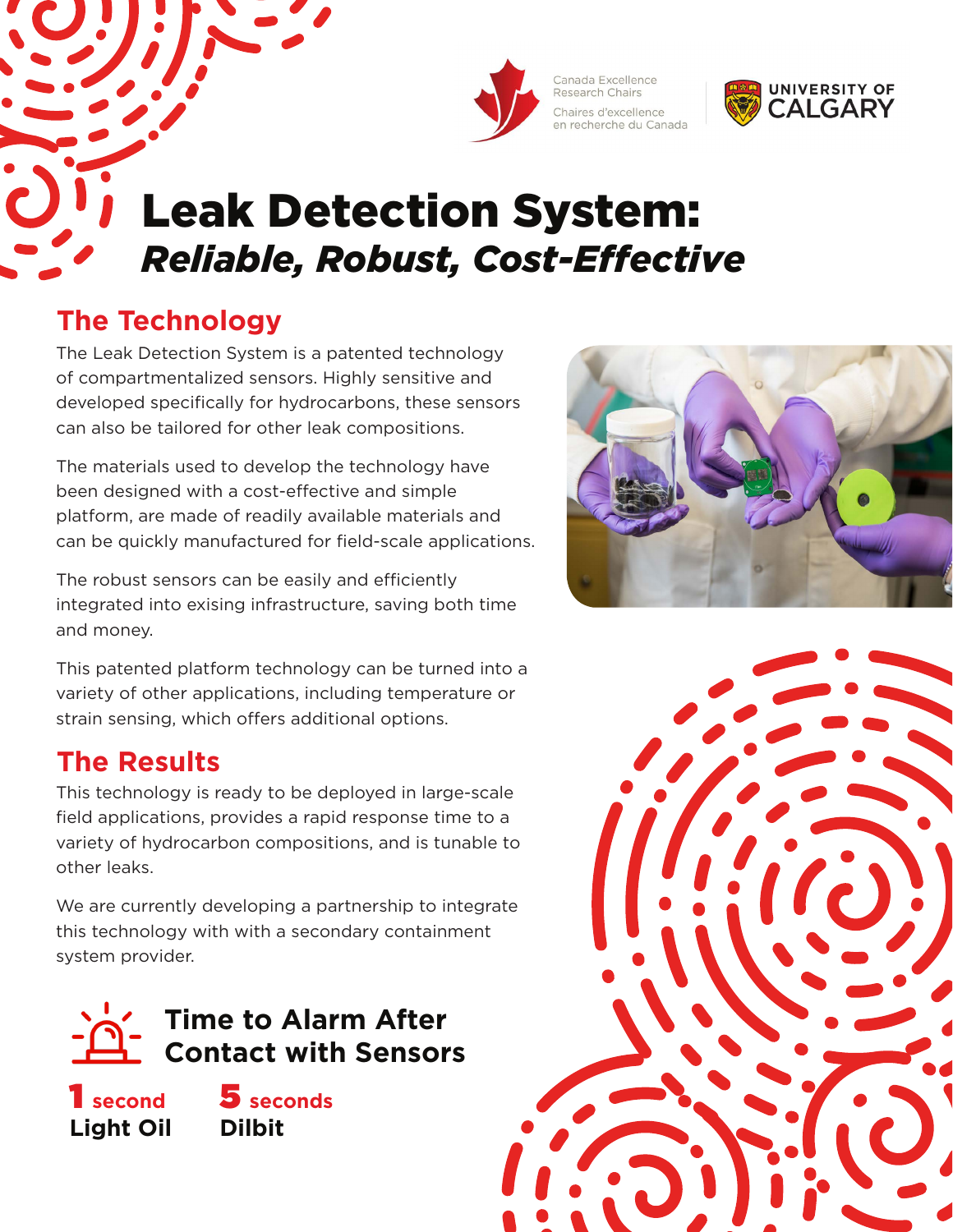Canada Excellence Research Chairs

Chaires d'excellence en recherche du Canada

UNIVERSITY OF CALGARY

# Leak Detection System:

## *Reliable, Robust, Cost-Effective*

## The Technology

The Leak Detection System is a patented technology of compartmentalized sensors. Highly sensitive and developed specifically for hydrocarbons, these sensors can also be tailored for other leak compositions.

The materials used to develop the technology have been designed with a cost-effective and simple platform, are made of readily available materials and can be quickly manufactured for field-scale applications.

The robust sensors can be easily and efficiently integrated into exising infrastructure, saving both time and money.

This patented platform technology can be turned into a variety of other applications, including temperature or strain sensing, which offers additional options.

## The Results

This technology is ready to be deployed in large-scale field applications, provides a rapid response time to a variety of hydrocarbon compositions, and is tunable to other leaks.

We are currently developing a partnership to integrate this technology with with a secondary containment system provider.

### Time to Alarm After Contact with Sensors

**1 second**
**Light Oil**

**5 seconds**
**Dilbit**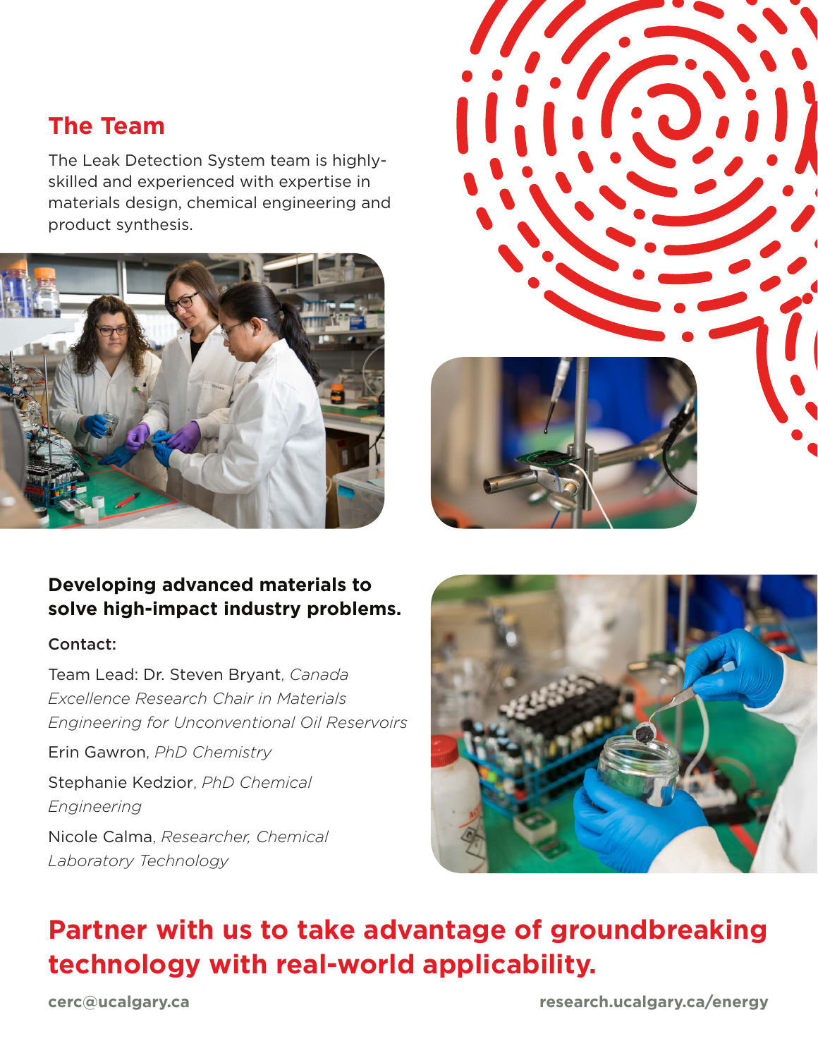## The Team

The Leak Detection System team is highly-skilled and experienced with expertise in materials design, chemical engineering and product synthesis.

**Developing advanced materials to solve high-impact industry problems.**

Contact:

Team Lead: Dr. Steven Bryant, *Canada Excellence Research Chair in Materials Engineering for Unconventional Oil Reservoirs*

Erin Gawron, *PhD Chemistry*

Stephanie Kedzior, *PhD Chemical Engineering*

Nicole Calma, *Researcher, Chemical Laboratory Technology*

## Partner with us to take advantage of groundbreaking technology with real-world applicability.

**cerc@ucalgary.ca**

**research.ucalgary.ca/energy**